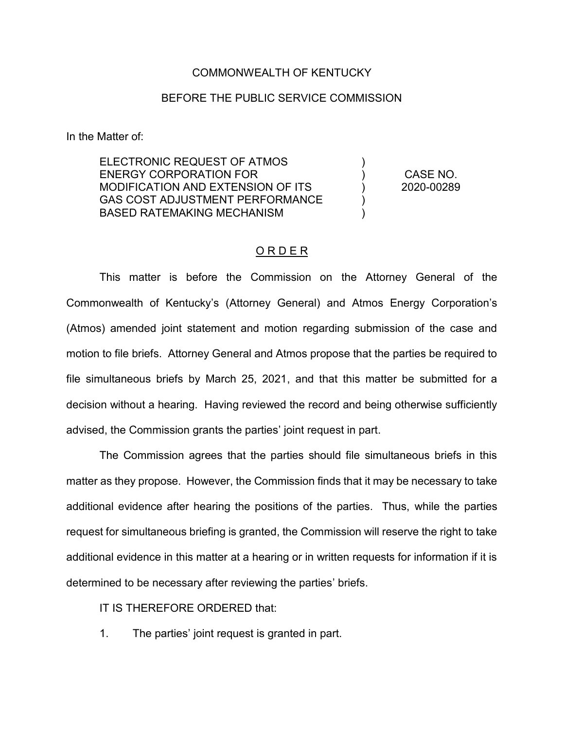COMMONWEALTH OF KENTUCKY

BEFORE THE PUBLIC SERVICE COMMISSION

In the Matter of:

| | | |
|---|---|---|
| ELECTRONIC REQUEST OF ATMOS ENERGY CORPORATION FOR MODIFICATION AND EXTENSION OF ITS GAS COST ADJUSTMENT PERFORMANCE BASED RATEMAKING MECHANISM | ) ) ) ) ) | CASE NO. 2020-00289 |

## O R D E R

This matter is before the Commission on the Attorney General of the Commonwealth of Kentucky's (Attorney General) and Atmos Energy Corporation's (Atmos) amended joint statement and motion regarding submission of the case and motion to file briefs. Attorney General and Atmos propose that the parties be required to file simultaneous briefs by March 25, 2021, and that this matter be submitted for a decision without a hearing. Having reviewed the record and being otherwise sufficiently advised, the Commission grants the parties' joint request in part.

The Commission agrees that the parties should file simultaneous briefs in this matter as they propose. However, the Commission finds that it may be necessary to take additional evidence after hearing the positions of the parties. Thus, while the parties request for simultaneous briefing is granted, the Commission will reserve the right to take additional evidence in this matter at a hearing or in written requests for information if it is determined to be necessary after reviewing the parties' briefs.

IT IS THEREFORE ORDERED that:

1. The parties' joint request is granted in part.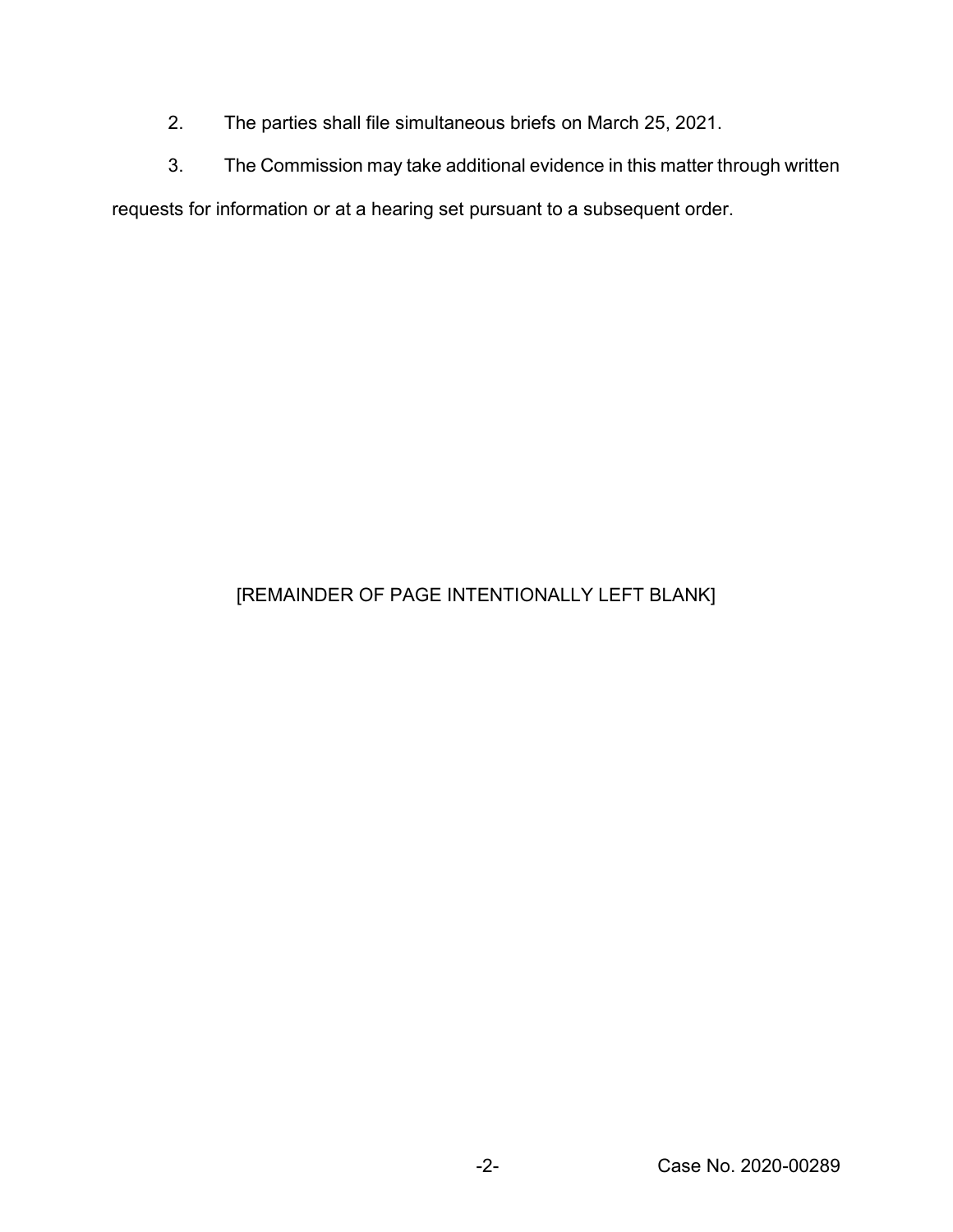2. The parties shall file simultaneous briefs on March 25, 2021.

3. The Commission may take additional evidence in this matter through written requests for information or at a hearing set pursuant to a subsequent order.

[REMAINDER OF PAGE INTENTIONALLY LEFT BLANK]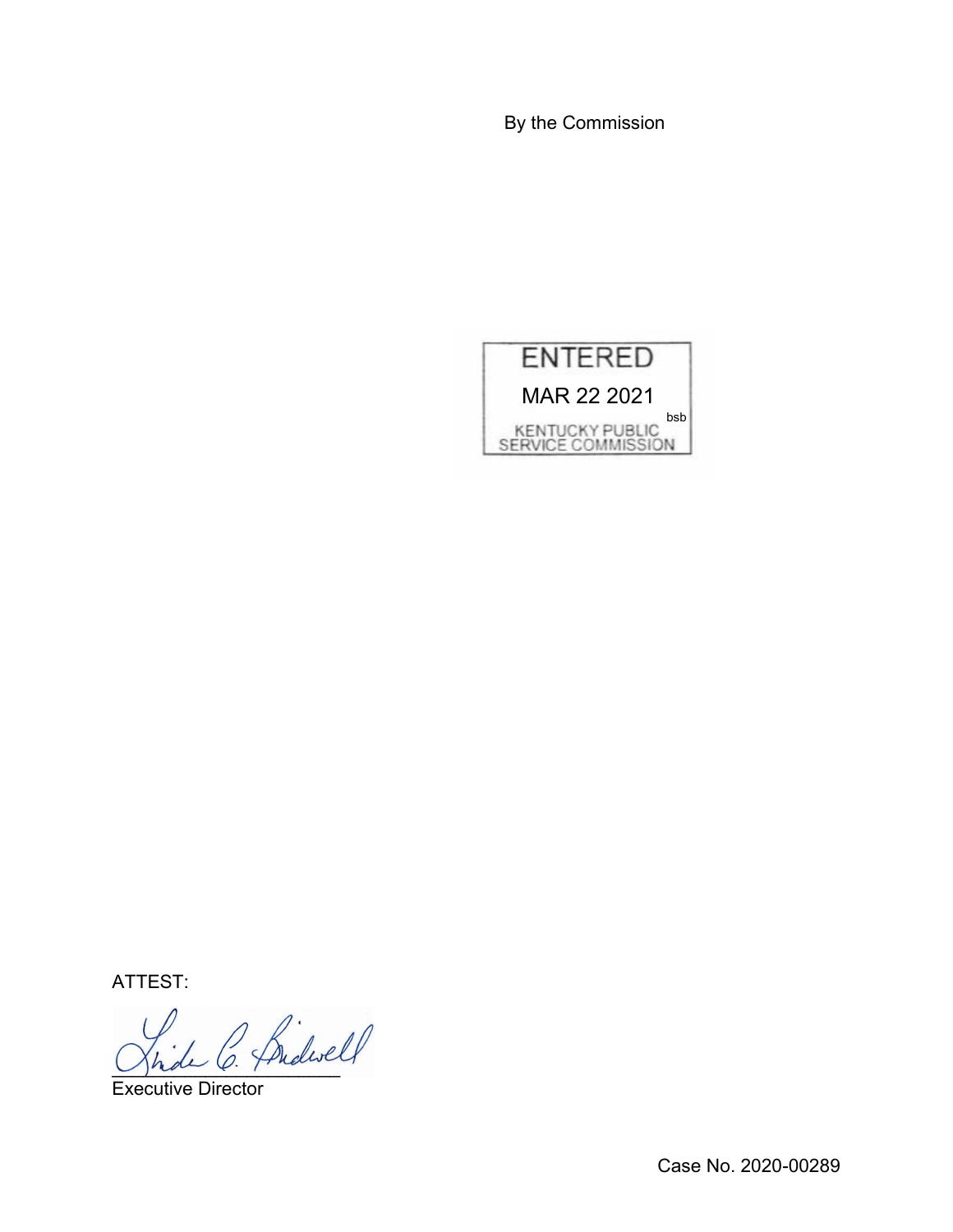By the Commission

ENTERED

MAR 22 2021

bsb

KENTUCKY PUBLIC SERVICE COMMISSION

ATTEST:

Executive Director

Case No. 2020-00289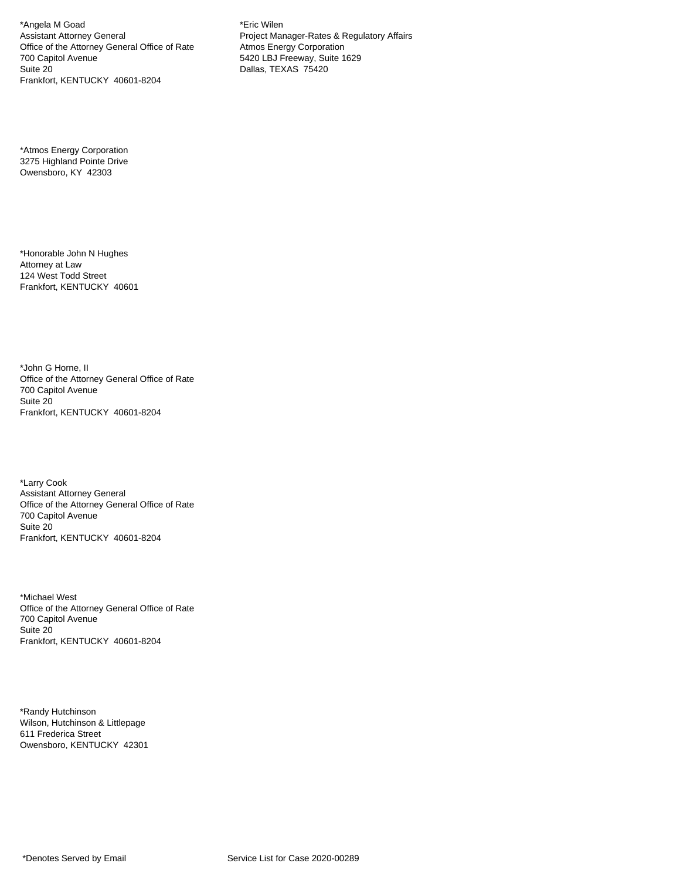*Angela M Goad
Assistant Attorney General
Office of the Attorney General Office of Rate
700 Capitol Avenue
Suite 20
Frankfort, KENTUCKY 40601-8204

*Eric Wilen
Project Manager-Rates & Regulatory Affairs
Atmos Energy Corporation
5420 LBJ Freeway, Suite 1629
Dallas, TEXAS 75420

*Atmos Energy Corporation
3275 Highland Pointe Drive
Owensboro, KY 42303

*Honorable John N Hughes
Attorney at Law
124 West Todd Street
Frankfort, KENTUCKY 40601

*John G Horne, II
Office of the Attorney General Office of Rate
700 Capitol Avenue
Suite 20
Frankfort, KENTUCKY 40601-8204

*Larry Cook
Assistant Attorney General
Office of the Attorney General Office of Rate
700 Capitol Avenue
Suite 20
Frankfort, KENTUCKY 40601-8204

*Michael West
Office of the Attorney General Office of Rate
700 Capitol Avenue
Suite 20
Frankfort, KENTUCKY 40601-8204

*Randy Hutchinson
Wilson, Hutchinson & Littlepage
611 Frederica Street
Owensboro, KENTUCKY 42301

*Denotes Served by Email

Service List for Case 2020-00289